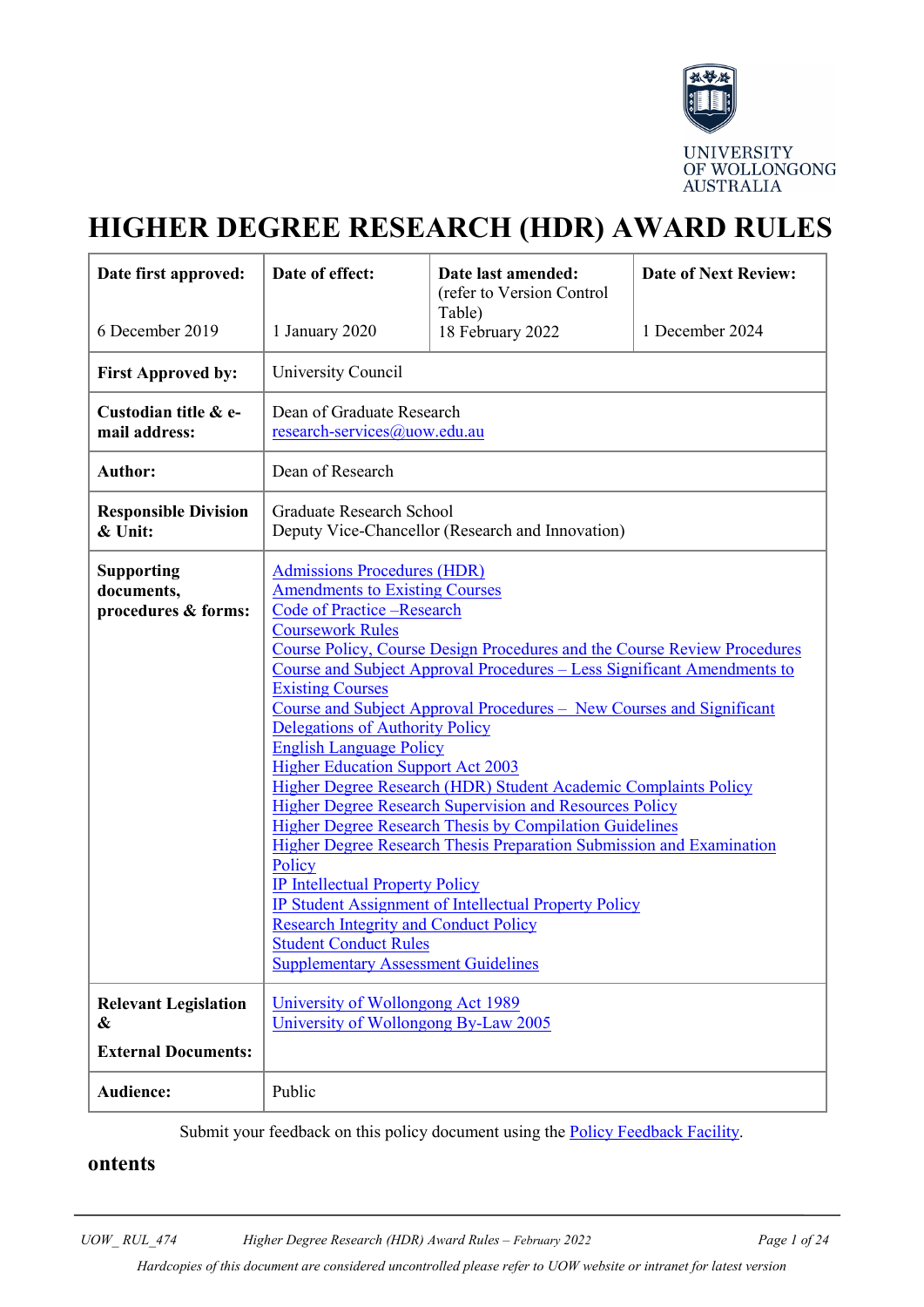UNIVERSITY OF WOLLONGONG AUSTRALIA

# HIGHER DEGREE RESEARCH (HDR) AWARD RULES

| **Date first approved:** 6 December 2019 | **Date of effect:** 1 January 2020 | **Date last amended:** (refer to Version Control Table) 18 February 2022 | **Date of Next Review:** 1 December 2024 |
|---|---|---|---|
| **First Approved by:** | University Council | | |
| **Custodian title & e-mail address:** | Dean of Graduate Research research-services@uow.edu.au | | |
| **Author:** | Dean of Research | | |
| **Responsible Division & Unit:** | Graduate Research School<br>Deputy Vice-Chancellor (Research and Innovation) | | |
| **Supporting documents, procedures & forms:** | Admissions Procedures (HDR)<br>Amendments to Existing Courses<br>Code of Practice –Research<br>Coursework Rules<br>Course Policy, Course Design Procedures and the Course Review Procedures<br>Course and Subject Approval Procedures – Less Significant Amendments to Existing Courses<br>Course and Subject Approval Procedures – New Courses and Significant<br>Delegations of Authority Policy<br>English Language Policy<br>Higher Education Support Act 2003<br>Higher Degree Research (HDR) Student Academic Complaints Policy<br>Higher Degree Research Supervision and Resources Policy<br>Higher Degree Research Thesis by Compilation Guidelines<br>Higher Degree Research Thesis Preparation Submission and Examination Policy<br>IP Intellectual Property Policy<br>IP Student Assignment of Intellectual Property Policy<br>Research Integrity and Conduct Policy<br>Student Conduct Rules<br>Supplementary Assessment Guidelines | | |
| **Relevant Legislation & External Documents:** | University of Wollongong Act 1989<br>University of Wollongong By-Law 2005 | | |
| **Audience:** | Public | | |

Submit your feedback on this policy document using the Policy Feedback Facility.

**ontents**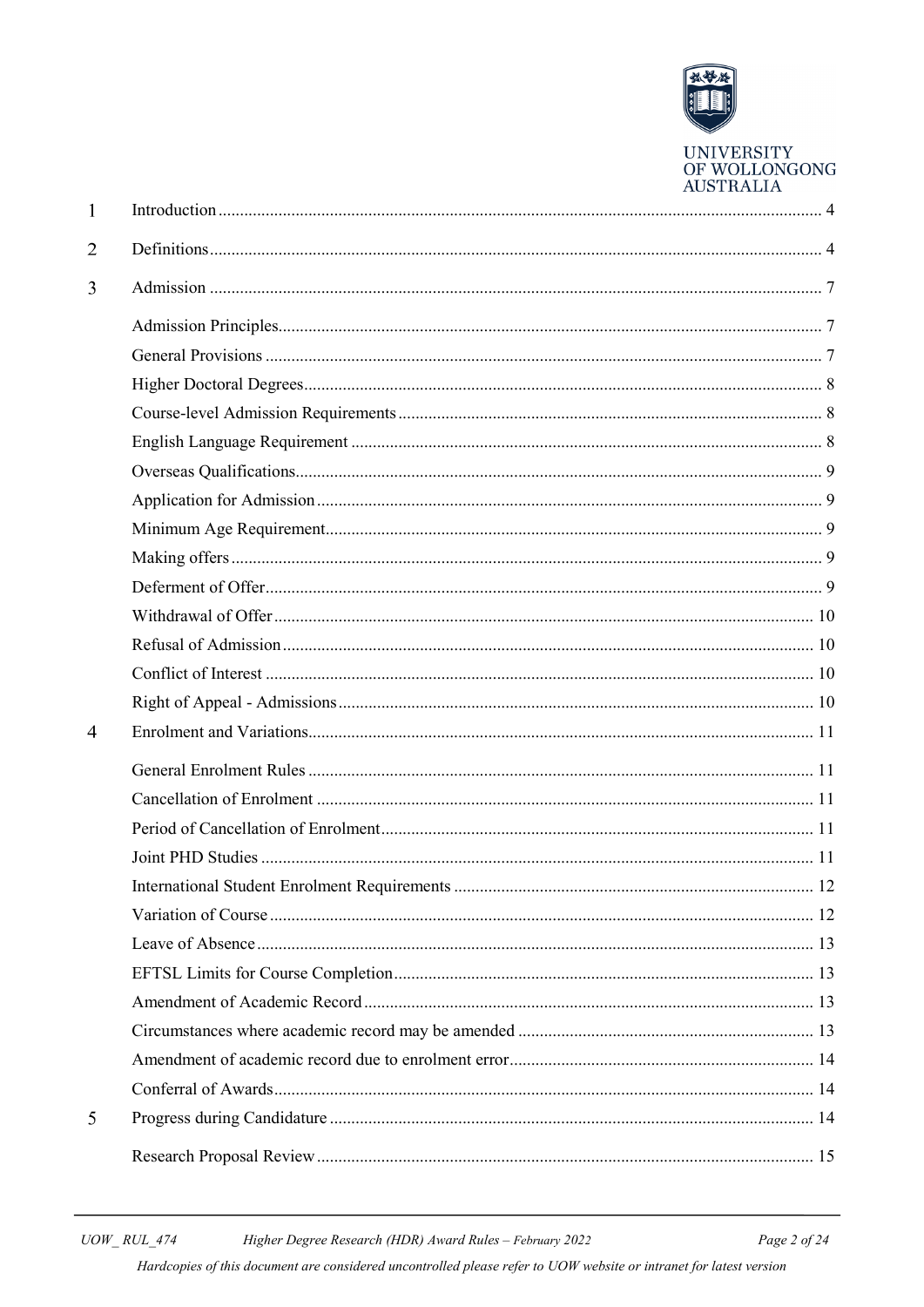| | | |
|---|---|---|
| 1 | Introduction | 4 |
| 2 | Definitions | 4 |
| 3 | Admission | 7 |
| | Admission Principles | 7 |
| | General Provisions | 7 |
| | Higher Doctoral Degrees | 8 |
| | Course-level Admission Requirements | 8 |
| | English Language Requirement | 8 |
| | Overseas Qualifications | 9 |
| | Application for Admission | 9 |
| | Minimum Age Requirement | 9 |
| | Making offers | 9 |
| | Deferment of Offer | 9 |
| | Withdrawal of Offer | 10 |
| | Refusal of Admission | 10 |
| | Conflict of Interest | 10 |
| | Right of Appeal - Admissions | 10 |
| 4 | Enrolment and Variations | 11 |
| | General Enrolment Rules | 11 |
| | Cancellation of Enrolment | 11 |
| | Period of Cancellation of Enrolment | 11 |
| | Joint PHD Studies | 11 |
| | International Student Enrolment Requirements | 12 |
| | Variation of Course | 12 |
| | Leave of Absence | 13 |
| | EFTSL Limits for Course Completion | 13 |
| | Amendment of Academic Record | 13 |
| | Circumstances where academic record may be amended | 13 |
| | Amendment of academic record due to enrolment error | 14 |
| | Conferral of Awards | 14 |
| 5 | Progress during Candidature | 14 |
| | Research Proposal Review | 15 |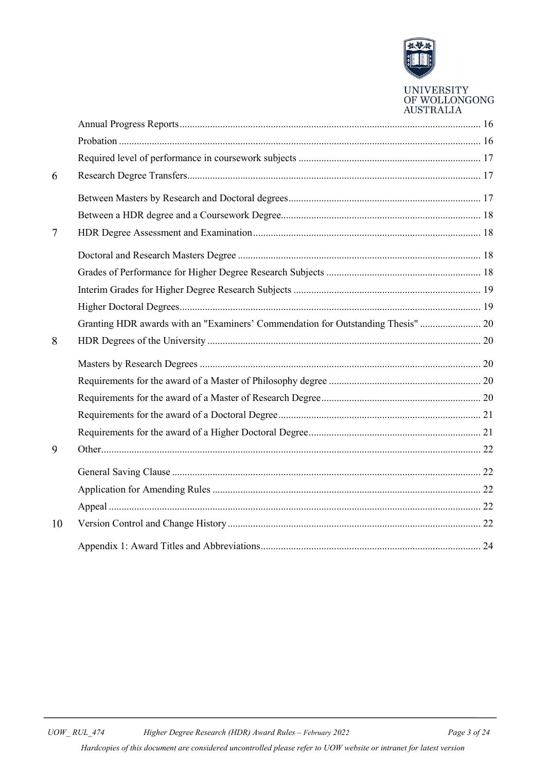| | | |
|---|---|---|
| | Annual Progress Reports | 16 |
| | Probation | 16 |
| | Required level of performance in coursework subjects | 17 |
| 6 | Research Degree Transfers | 17 |
| | Between Masters by Research and Doctoral degrees | 17 |
| | Between a HDR degree and a Coursework Degree | 18 |
| 7 | HDR Degree Assessment and Examination | 18 |
| | Doctoral and Research Masters Degree | 18 |
| | Grades of Performance for Higher Degree Research Subjects | 18 |
| | Interim Grades for Higher Degree Research Subjects | 19 |
| | Higher Doctoral Degrees | 19 |
| | Granting HDR awards with an "Examiners' Commendation for Outstanding Thesis" | 20 |
| 8 | HDR Degrees of the University | 20 |
| | Masters by Research Degrees | 20 |
| | Requirements for the award of a Master of Philosophy degree | 20 |
| | Requirements for the award of a Master of Research Degree | 20 |
| | Requirements for the award of a Doctoral Degree | 21 |
| | Requirements for the award of a Higher Doctoral Degree | 21 |
| 9 | Other | 22 |
| | General Saving Clause | 22 |
| | Application for Amending Rules | 22 |
| | Appeal | 22 |
| 10 | Version Control and Change History | 22 |
| | Appendix 1: Award Titles and Abbreviations | 24 |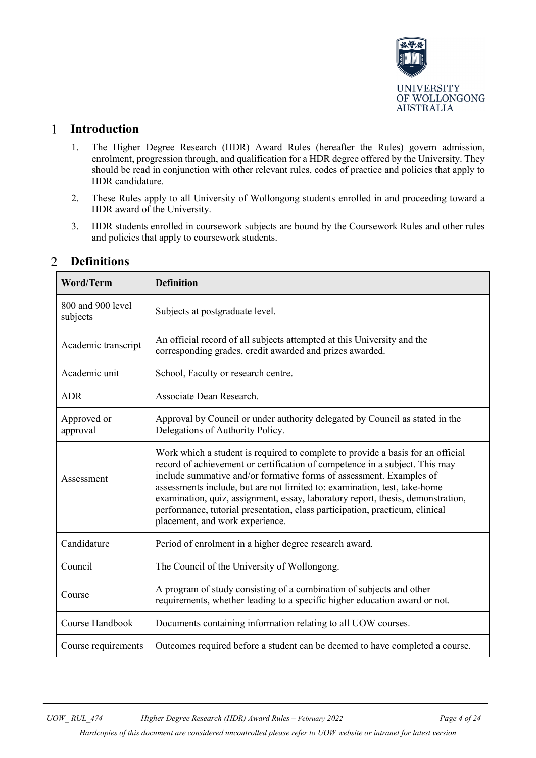# 1 Introduction

1. The Higher Degree Research (HDR) Award Rules (hereafter the Rules) govern admission, enrolment, progression through, and qualification for a HDR degree offered by the University. They should be read in conjunction with other relevant rules, codes of practice and policies that apply to HDR candidature.
2. These Rules apply to all University of Wollongong students enrolled in and proceeding toward a HDR award of the University.
3. HDR students enrolled in coursework subjects are bound by the Coursework Rules and other rules and policies that apply to coursework students.

# 2 Definitions

| Word/Term | Definition |
|---|---|
| 800 and 900 level subjects | Subjects at postgraduate level. |
| Academic transcript | An official record of all subjects attempted at this University and the corresponding grades, credit awarded and prizes awarded. |
| Academic unit | School, Faculty or research centre. |
| ADR | Associate Dean Research. |
| Approved or approval | Approval by Council or under authority delegated by Council as stated in the Delegations of Authority Policy. |
| Assessment | Work which a student is required to complete to provide a basis for an official record of achievement or certification of competence in a subject. This may include summative and/or formative forms of assessment. Examples of assessments include, but are not limited to: examination, test, take-home examination, quiz, assignment, essay, laboratory report, thesis, demonstration, performance, tutorial presentation, class participation, practicum, clinical placement, and work experience. |
| Candidature | Period of enrolment in a higher degree research award. |
| Council | The Council of the University of Wollongong. |
| Course | A program of study consisting of a combination of subjects and other requirements, whether leading to a specific higher education award or not. |
| Course Handbook | Documents containing information relating to all UOW courses. |
| Course requirements | Outcomes required before a student can be deemed to have completed a course. |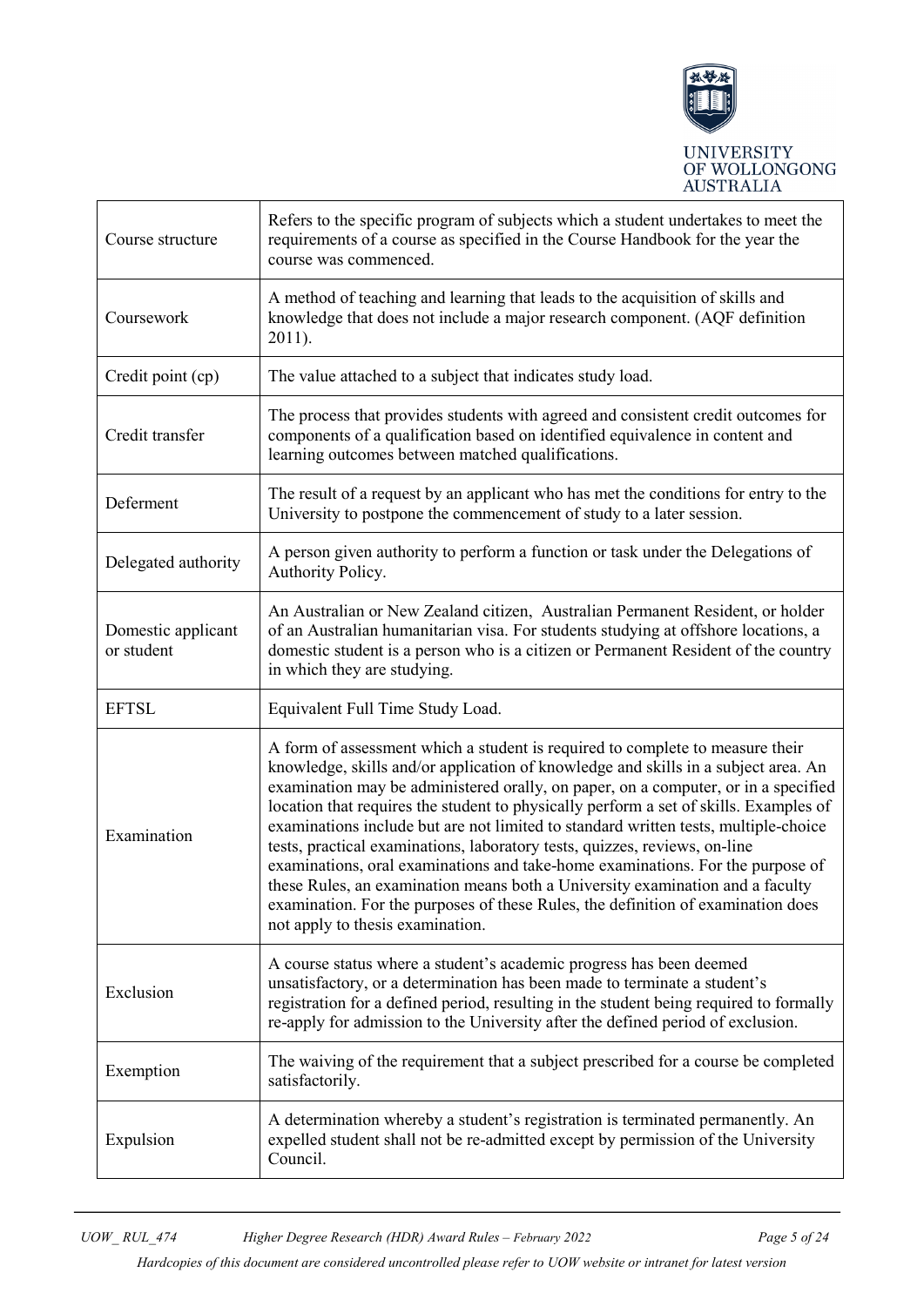| | |
|---|---|
| Course structure | Refers to the specific program of subjects which a student undertakes to meet the requirements of a course as specified in the Course Handbook for the year the course was commenced. |
| Coursework | A method of teaching and learning that leads to the acquisition of skills and knowledge that does not include a major research component. (AQF definition 2011). |
| Credit point (cp) | The value attached to a subject that indicates study load. |
| Credit transfer | The process that provides students with agreed and consistent credit outcomes for components of a qualification based on identified equivalence in content and learning outcomes between matched qualifications. |
| Deferment | The result of a request by an applicant who has met the conditions for entry to the University to postpone the commencement of study to a later session. |
| Delegated authority | A person given authority to perform a function or task under the Delegations of Authority Policy. |
| Domestic applicant or student | An Australian or New Zealand citizen, Australian Permanent Resident, or holder of an Australian humanitarian visa. For students studying at offshore locations, a domestic student is a person who is a citizen or Permanent Resident of the country in which they are studying. |
| EFTSL | Equivalent Full Time Study Load. |
| Examination | A form of assessment which a student is required to complete to measure their knowledge, skills and/or application of knowledge and skills in a subject area. An examination may be administered orally, on paper, on a computer, or in a specified location that requires the student to physically perform a set of skills. Examples of examinations include but are not limited to standard written tests, multiple-choice tests, practical examinations, laboratory tests, quizzes, reviews, on-line examinations, oral examinations and take-home examinations. For the purpose of these Rules, an examination means both a University examination and a faculty examination. For the purposes of these Rules, the definition of examination does not apply to thesis examination. |
| Exclusion | A course status where a student's academic progress has been deemed unsatisfactory, or a determination has been made to terminate a student's registration for a defined period, resulting in the student being required to formally re-apply for admission to the University after the defined period of exclusion. |
| Exemption | The waiving of the requirement that a subject prescribed for a course be completed satisfactorily. |
| Expulsion | A determination whereby a student's registration is terminated permanently. An expelled student shall not be re-admitted except by permission of the University Council. |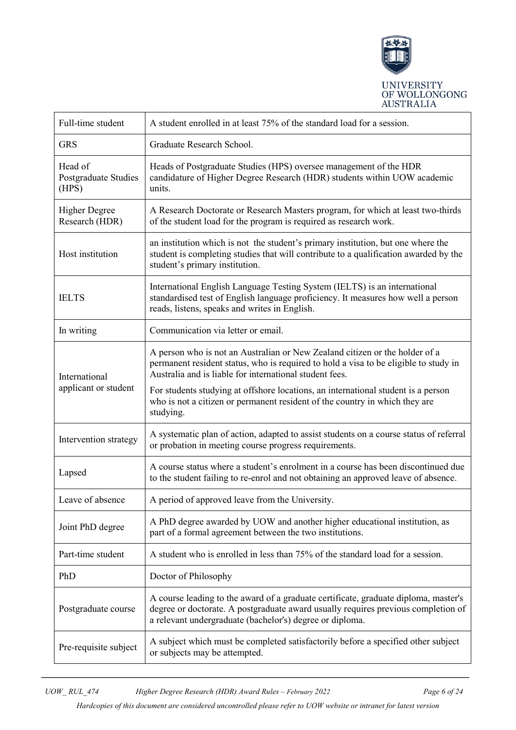| | |
|---|---|
| Full-time student | A student enrolled in at least 75% of the standard load for a session. |
| GRS | Graduate Research School. |
| Head of Postgraduate Studies (HPS) | Heads of Postgraduate Studies (HPS) oversee management of the HDR candidature of Higher Degree Research (HDR) students within UOW academic units. |
| Higher Degree Research (HDR) | A Research Doctorate or Research Masters program, for which at least two-thirds of the student load for the program is required as research work. |
| Host institution | an institution which is not the student's primary institution, but one where the student is completing studies that will contribute to a qualification awarded by the student's primary institution. |
| IELTS | International English Language Testing System (IELTS) is an international standardised test of English language proficiency. It measures how well a person reads, listens, speaks and writes in English. |
| In writing | Communication via letter or email. |
| International applicant or student | A person who is not an Australian or New Zealand citizen or the holder of a permanent resident status, who is required to hold a visa to be eligible to study in Australia and is liable for international student fees.<br><br>For students studying at offshore locations, an international student is a person who is not a citizen or permanent resident of the country in which they are studying. |
| Intervention strategy | A systematic plan of action, adapted to assist students on a course status of referral or probation in meeting course progress requirements. |
| Lapsed | A course status where a student's enrolment in a course has been discontinued due to the student failing to re-enrol and not obtaining an approved leave of absence. |
| Leave of absence | A period of approved leave from the University. |
| Joint PhD degree | A PhD degree awarded by UOW and another higher educational institution, as part of a formal agreement between the two institutions. |
| Part-time student | A student who is enrolled in less than 75% of the standard load for a session. |
| PhD | Doctor of Philosophy |
| Postgraduate course | A course leading to the award of a graduate certificate, graduate diploma, master's degree or doctorate. A postgraduate award usually requires previous completion of a relevant undergraduate (bachelor's) degree or diploma. |
| Pre-requisite subject | A subject which must be completed satisfactorily before a specified other subject or subjects may be attempted. |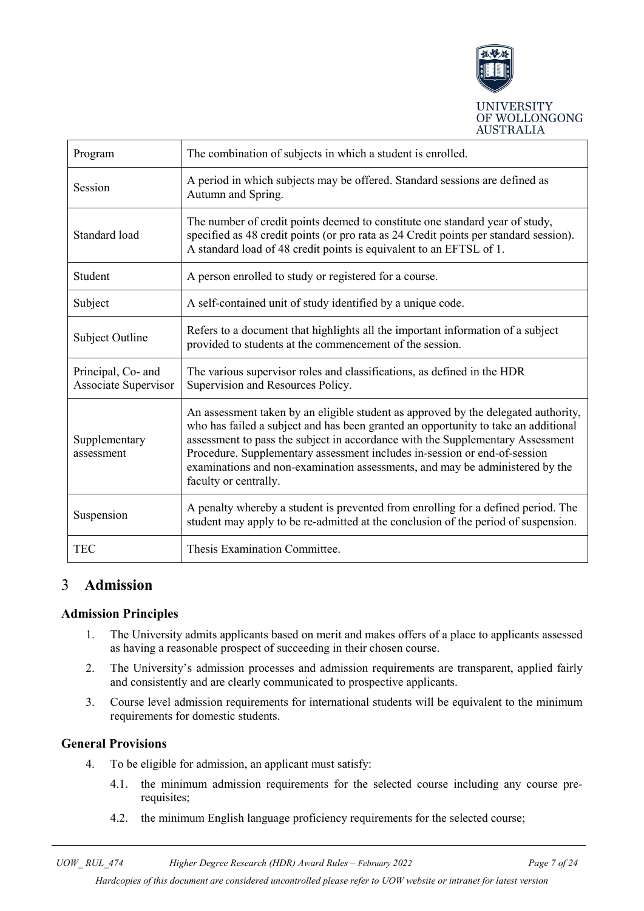| Program | The combination of subjects in which a student is enrolled. |
|---|---|
| Session | A period in which subjects may be offered. Standard sessions are defined as Autumn and Spring. |
| Standard load | The number of credit points deemed to constitute one standard year of study, specified as 48 credit points (or pro rata as 24 Credit points per standard session). A standard load of 48 credit points is equivalent to an EFTSL of 1. |
| Student | A person enrolled to study or registered for a course. |
| Subject | A self-contained unit of study identified by a unique code. |
| Subject Outline | Refers to a document that highlights all the important information of a subject provided to students at the commencement of the session. |
| Principal, Co- and Associate Supervisor | The various supervisor roles and classifications, as defined in the HDR Supervision and Resources Policy. |
| Supplementary assessment | An assessment taken by an eligible student as approved by the delegated authority, who has failed a subject and has been granted an opportunity to take an additional assessment to pass the subject in accordance with the Supplementary Assessment Procedure. Supplementary assessment includes in-session or end-of-session examinations and non-examination assessments, and may be administered by the faculty or centrally. |
| Suspension | A penalty whereby a student is prevented from enrolling for a defined period. The student may apply to be re-admitted at the conclusion of the period of suspension. |
| TEC | Thesis Examination Committee. |

# 3 Admission

### Admission Principles

1. The University admits applicants based on merit and makes offers of a place to applicants assessed as having a reasonable prospect of succeeding in their chosen course.
2. The University's admission processes and admission requirements are transparent, applied fairly and consistently and are clearly communicated to prospective applicants.
3. Course level admission requirements for international students will be equivalent to the minimum requirements for domestic students.

### General Provisions

4. To be eligible for admission, an applicant must satisfy:
   - 4.1. the minimum admission requirements for the selected course including any course pre-requisites;
   - 4.2. the minimum English language proficiency requirements for the selected course;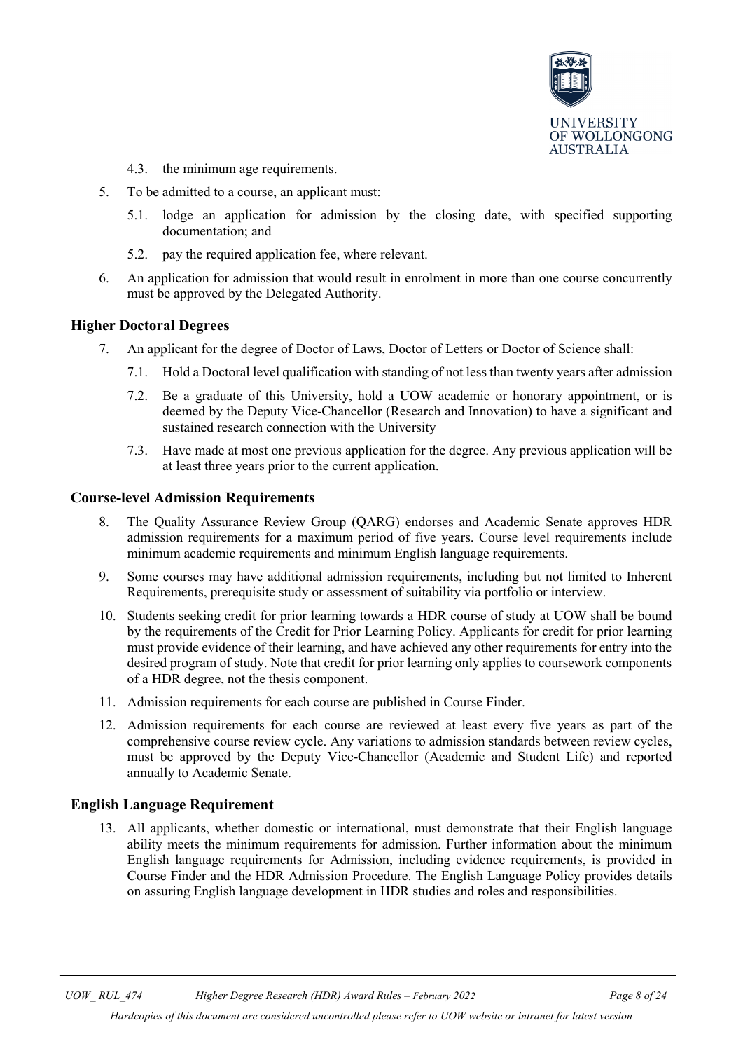4.3. the minimum age requirements.

5. To be admitted to a course, an applicant must:

   5.1. lodge an application for admission by the closing date, with specified supporting documentation; and

   5.2. pay the required application fee, where relevant.

6. An application for admission that would result in enrolment in more than one course concurrently must be approved by the Delegated Authority.

### Higher Doctoral Degrees

7. An applicant for the degree of Doctor of Laws, Doctor of Letters or Doctor of Science shall:

   7.1. Hold a Doctoral level qualification with standing of not less than twenty years after admission

   7.2. Be a graduate of this University, hold a UOW academic or honorary appointment, or is deemed by the Deputy Vice-Chancellor (Research and Innovation) to have a significant and sustained research connection with the University

   7.3. Have made at most one previous application for the degree. Any previous application will be at least three years prior to the current application.

### Course-level Admission Requirements

8. The Quality Assurance Review Group (QARG) endorses and Academic Senate approves HDR admission requirements for a maximum period of five years. Course level requirements include minimum academic requirements and minimum English language requirements.

9. Some courses may have additional admission requirements, including but not limited to Inherent Requirements, prerequisite study or assessment of suitability via portfolio or interview.

10. Students seeking credit for prior learning towards a HDR course of study at UOW shall be bound by the requirements of the Credit for Prior Learning Policy. Applicants for credit for prior learning must provide evidence of their learning, and have achieved any other requirements for entry into the desired program of study. Note that credit for prior learning only applies to coursework components of a HDR degree, not the thesis component.

11. Admission requirements for each course are published in Course Finder.

12. Admission requirements for each course are reviewed at least every five years as part of the comprehensive course review cycle. Any variations to admission standards between review cycles, must be approved by the Deputy Vice-Chancellor (Academic and Student Life) and reported annually to Academic Senate.

### English Language Requirement

13. All applicants, whether domestic or international, must demonstrate that their English language ability meets the minimum requirements for admission. Further information about the minimum English language requirements for Admission, including evidence requirements, is provided in Course Finder and the HDR Admission Procedure. The English Language Policy provides details on assuring English language development in HDR studies and roles and responsibilities.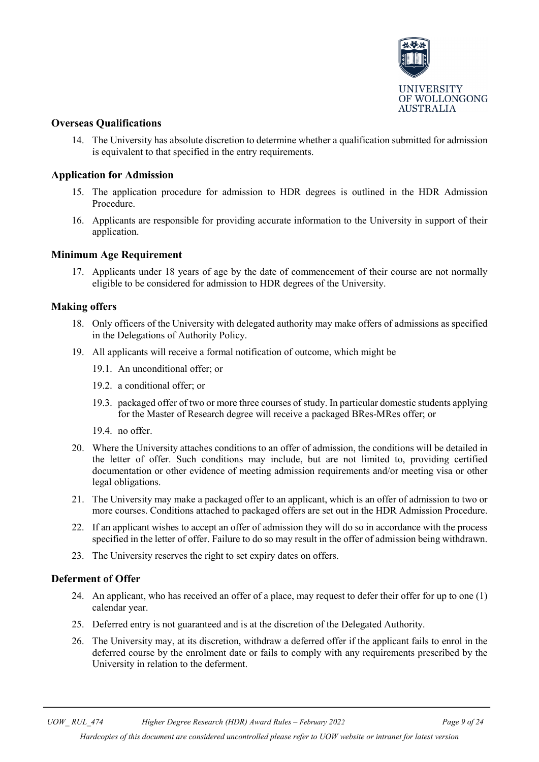## Overseas Qualifications

14. The University has absolute discretion to determine whether a qualification submitted for admission is equivalent to that specified in the entry requirements.

## Application for Admission

15. The application procedure for admission to HDR degrees is outlined in the HDR Admission Procedure.
16. Applicants are responsible for providing accurate information to the University in support of their application.

## Minimum Age Requirement

17. Applicants under 18 years of age by the date of commencement of their course are not normally eligible to be considered for admission to HDR degrees of the University.

## Making offers

18. Only officers of the University with delegated authority may make offers of admissions as specified in the Delegations of Authority Policy.
19. All applicants will receive a formal notification of outcome, which might be
    - 19.1. An unconditional offer; or
    - 19.2. a conditional offer; or
    - 19.3. packaged offer of two or more three courses of study. In particular domestic students applying for the Master of Research degree will receive a packaged BRes-MRes offer; or
    - 19.4. no offer.
20. Where the University attaches conditions to an offer of admission, the conditions will be detailed in the letter of offer. Such conditions may include, but are not limited to, providing certified documentation or other evidence of meeting admission requirements and/or meeting visa or other legal obligations.
21. The University may make a packaged offer to an applicant, which is an offer of admission to two or more courses. Conditions attached to packaged offers are set out in the HDR Admission Procedure.
22. If an applicant wishes to accept an offer of admission they will do so in accordance with the process specified in the letter of offer. Failure to do so may result in the offer of admission being withdrawn.
23. The University reserves the right to set expiry dates on offers.

## Deferment of Offer

24. An applicant, who has received an offer of a place, may request to defer their offer for up to one (1) calendar year.
25. Deferred entry is not guaranteed and is at the discretion of the Delegated Authority.
26. The University may, at its discretion, withdraw a deferred offer if the applicant fails to enrol in the deferred course by the enrolment date or fails to comply with any requirements prescribed by the University in relation to the deferment.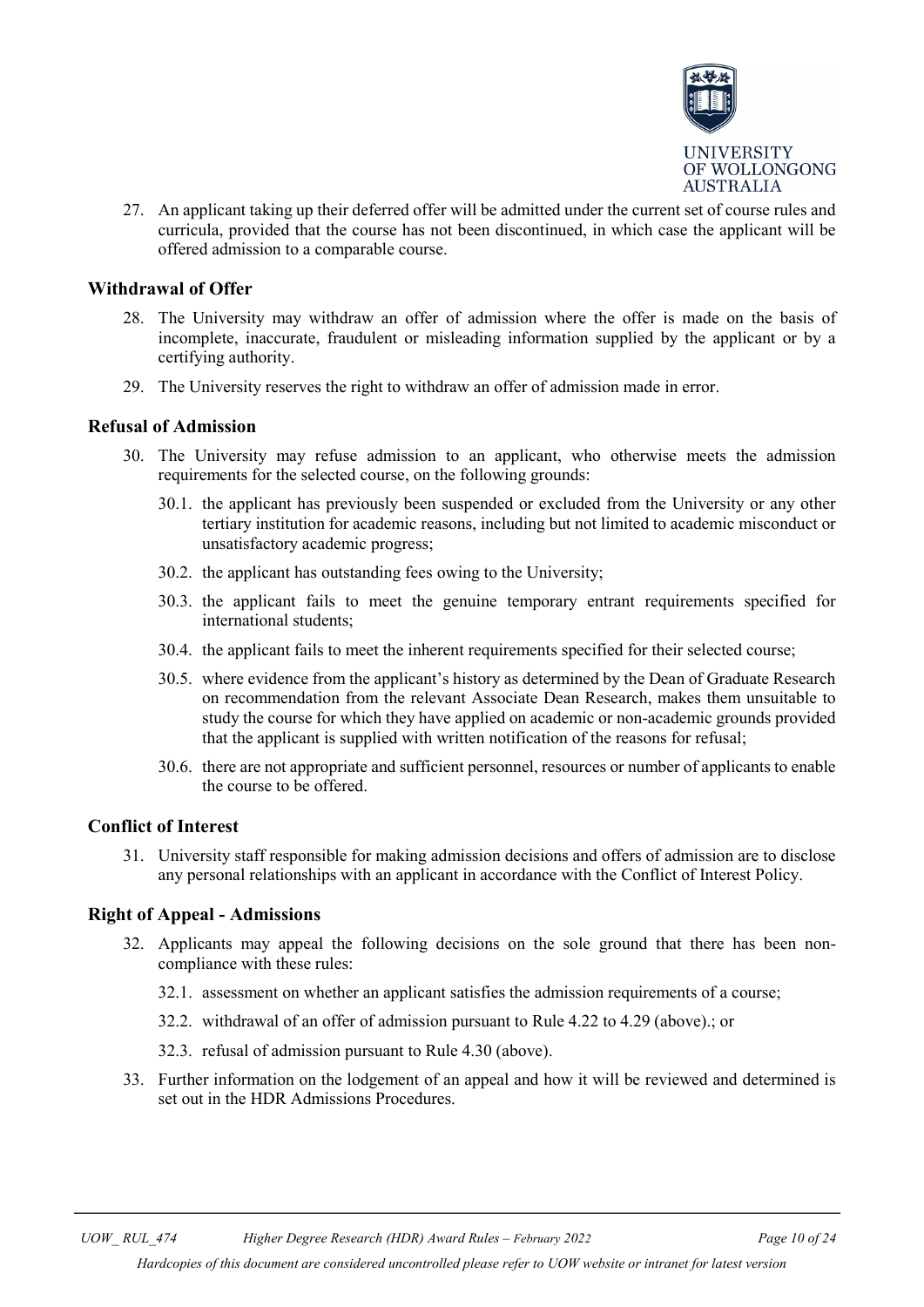27. An applicant taking up their deferred offer will be admitted under the current set of course rules and curricula, provided that the course has not been discontinued, in which case the applicant will be offered admission to a comparable course.

### Withdrawal of Offer

28. The University may withdraw an offer of admission where the offer is made on the basis of incomplete, inaccurate, fraudulent or misleading information supplied by the applicant or by a certifying authority.
29. The University reserves the right to withdraw an offer of admission made in error.

### Refusal of Admission

30. The University may refuse admission to an applicant, who otherwise meets the admission requirements for the selected course, on the following grounds:
    - 30.1. the applicant has previously been suspended or excluded from the University or any other tertiary institution for academic reasons, including but not limited to academic misconduct or unsatisfactory academic progress;
    - 30.2. the applicant has outstanding fees owing to the University;
    - 30.3. the applicant fails to meet the genuine temporary entrant requirements specified for international students;
    - 30.4. the applicant fails to meet the inherent requirements specified for their selected course;
    - 30.5. where evidence from the applicant's history as determined by the Dean of Graduate Research on recommendation from the relevant Associate Dean Research, makes them unsuitable to study the course for which they have applied on academic or non-academic grounds provided that the applicant is supplied with written notification of the reasons for refusal;
    - 30.6. there are not appropriate and sufficient personnel, resources or number of applicants to enable the course to be offered.

### Conflict of Interest

31. University staff responsible for making admission decisions and offers of admission are to disclose any personal relationships with an applicant in accordance with the Conflict of Interest Policy.

### Right of Appeal - Admissions

32. Applicants may appeal the following decisions on the sole ground that there has been non-compliance with these rules:
    - 32.1. assessment on whether an applicant satisfies the admission requirements of a course;
    - 32.2. withdrawal of an offer of admission pursuant to Rule 4.22 to 4.29 (above).; or
    - 32.3. refusal of admission pursuant to Rule 4.30 (above).
33. Further information on the lodgement of an appeal and how it will be reviewed and determined is set out in the HDR Admissions Procedures.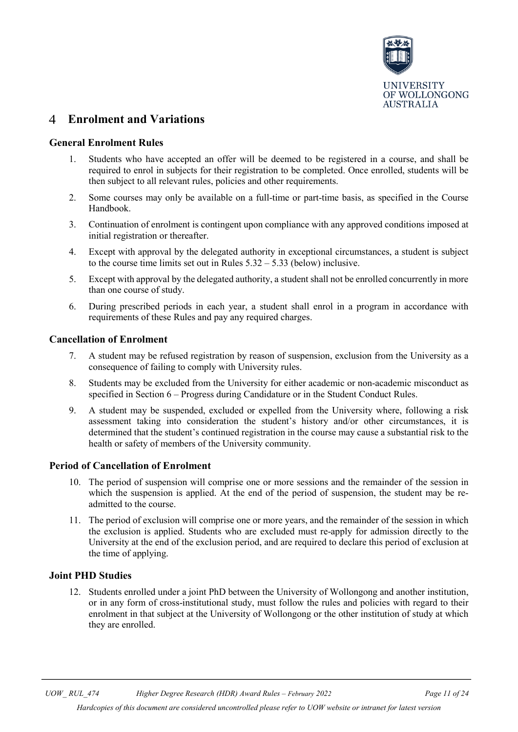# 4 Enrolment and Variations

## General Enrolment Rules

1. Students who have accepted an offer will be deemed to be registered in a course, and shall be required to enrol in subjects for their registration to be completed. Once enrolled, students will be then subject to all relevant rules, policies and other requirements.
2. Some courses may only be available on a full-time or part-time basis, as specified in the Course Handbook.
3. Continuation of enrolment is contingent upon compliance with any approved conditions imposed at initial registration or thereafter.
4. Except with approval by the delegated authority in exceptional circumstances, a student is subject to the course time limits set out in Rules 5.32 – 5.33 (below) inclusive.
5. Except with approval by the delegated authority, a student shall not be enrolled concurrently in more than one course of study.
6. During prescribed periods in each year, a student shall enrol in a program in accordance with requirements of these Rules and pay any required charges.

## Cancellation of Enrolment

7. A student may be refused registration by reason of suspension, exclusion from the University as a consequence of failing to comply with University rules.
8. Students may be excluded from the University for either academic or non-academic misconduct as specified in Section 6 – Progress during Candidature or in the Student Conduct Rules.
9. A student may be suspended, excluded or expelled from the University where, following a risk assessment taking into consideration the student's history and/or other circumstances, it is determined that the student's continued registration in the course may cause a substantial risk to the health or safety of members of the University community.

## Period of Cancellation of Enrolment

10. The period of suspension will comprise one or more sessions and the remainder of the session in which the suspension is applied. At the end of the period of suspension, the student may be re-admitted to the course.
11. The period of exclusion will comprise one or more years, and the remainder of the session in which the exclusion is applied. Students who are excluded must re-apply for admission directly to the University at the end of the exclusion period, and are required to declare this period of exclusion at the time of applying.

## Joint PHD Studies

12. Students enrolled under a joint PhD between the University of Wollongong and another institution, or in any form of cross-institutional study, must follow the rules and policies with regard to their enrolment in that subject at the University of Wollongong or the other institution of study at which they are enrolled.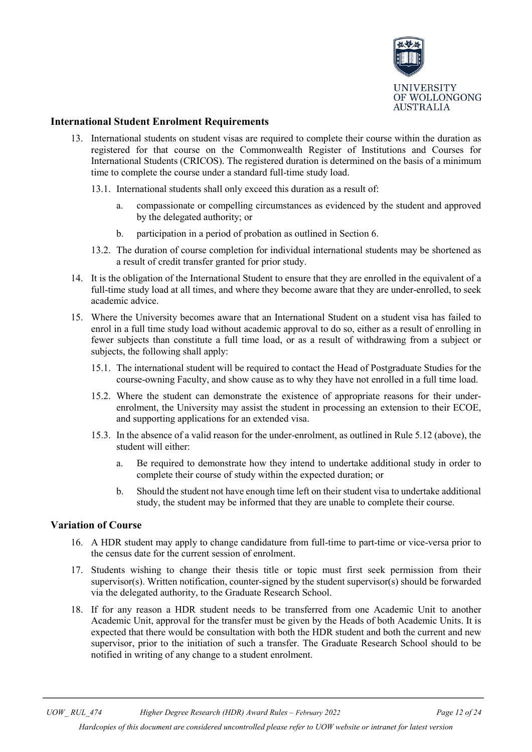## International Student Enrolment Requirements

13. International students on student visas are required to complete their course within the duration as registered for that course on the Commonwealth Register of Institutions and Courses for International Students (CRICOS). The registered duration is determined on the basis of a minimum time to complete the course under a standard full-time study load.
    
    13.1. International students shall only exceed this duration as a result of:
    
    a. compassionate or compelling circumstances as evidenced by the student and approved by the delegated authority; or
    
    b. participation in a period of probation as outlined in Section 6.
    
    13.2. The duration of course completion for individual international students may be shortened as a result of credit transfer granted for prior study.

14. It is the obligation of the International Student to ensure that they are enrolled in the equivalent of a full-time study load at all times, and where they become aware that they are under-enrolled, to seek academic advice.

15. Where the University becomes aware that an International Student on a student visa has failed to enrol in a full time study load without academic approval to do so, either as a result of enrolling in fewer subjects than constitute a full time load, or as a result of withdrawing from a subject or subjects, the following shall apply:
    
    15.1. The international student will be required to contact the Head of Postgraduate Studies for the course-owning Faculty, and show cause as to why they have not enrolled in a full time load.
    
    15.2. Where the student can demonstrate the existence of appropriate reasons for their under-enrolment, the University may assist the student in processing an extension to their ECOE, and supporting applications for an extended visa.
    
    15.3. In the absence of a valid reason for the under-enrolment, as outlined in Rule 5.12 (above), the student will either:
    
    a. Be required to demonstrate how they intend to undertake additional study in order to complete their course of study within the expected duration; or
    
    b. Should the student not have enough time left on their student visa to undertake additional study, the student may be informed that they are unable to complete their course.

## Variation of Course

16. A HDR student may apply to change candidature from full-time to part-time or vice-versa prior to the census date for the current session of enrolment.

17. Students wishing to change their thesis title or topic must first seek permission from their supervisor(s). Written notification, counter-signed by the student supervisor(s) should be forwarded via the delegated authority, to the Graduate Research School.

18. If for any reason a HDR student needs to be transferred from one Academic Unit to another Academic Unit, approval for the transfer must be given by the Heads of both Academic Units. It is expected that there would be consultation with both the HDR student and both the current and new supervisor, prior to the initiation of such a transfer. The Graduate Research School should to be notified in writing of any change to a student enrolment.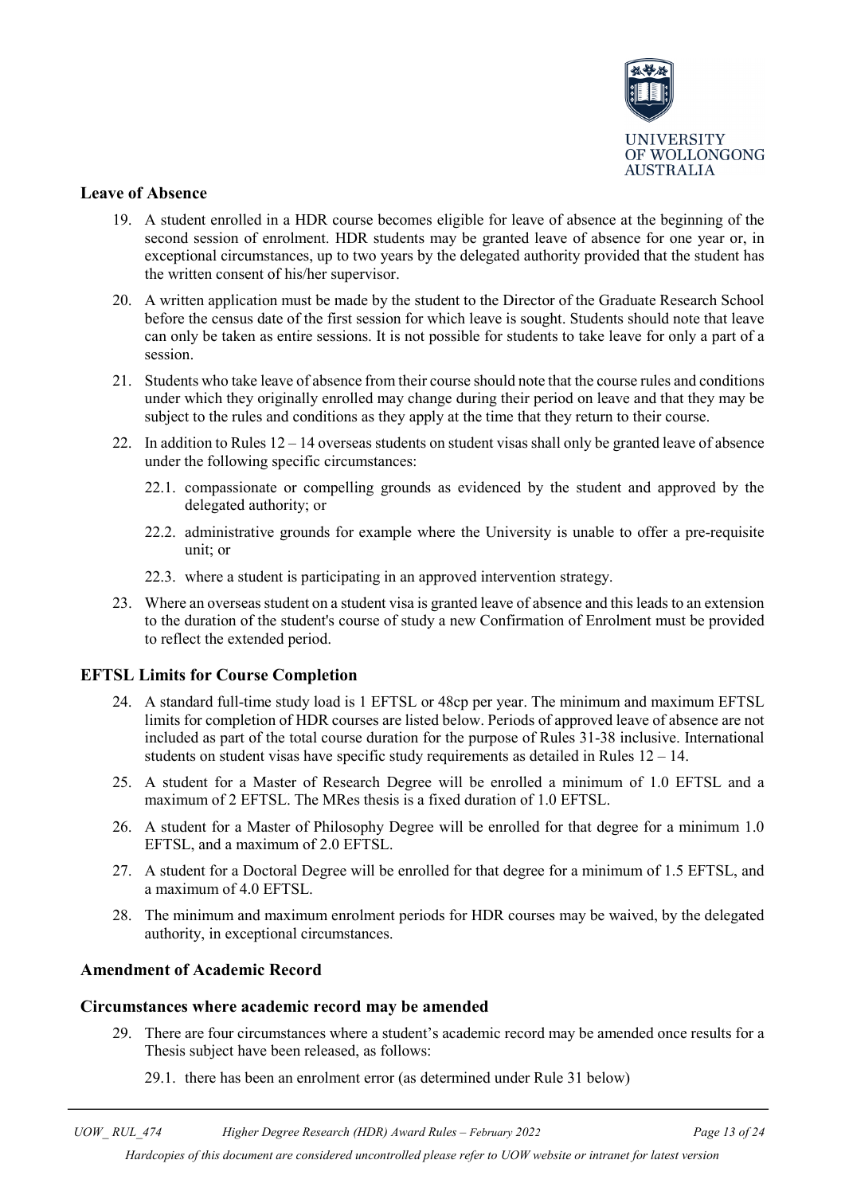## Leave of Absence

19. A student enrolled in a HDR course becomes eligible for leave of absence at the beginning of the second session of enrolment. HDR students may be granted leave of absence for one year or, in exceptional circumstances, up to two years by the delegated authority provided that the student has the written consent of his/her supervisor.

20. A written application must be made by the student to the Director of the Graduate Research School before the census date of the first session for which leave is sought. Students should note that leave can only be taken as entire sessions. It is not possible for students to take leave for only a part of a session.

21. Students who take leave of absence from their course should note that the course rules and conditions under which they originally enrolled may change during their period on leave and that they may be subject to the rules and conditions as they apply at the time that they return to their course.

22. In addition to Rules 12 – 14 overseas students on student visas shall only be granted leave of absence under the following specific circumstances:

    22.1. compassionate or compelling grounds as evidenced by the student and approved by the delegated authority; or

    22.2. administrative grounds for example where the University is unable to offer a pre-requisite unit; or

    22.3. where a student is participating in an approved intervention strategy.

23. Where an overseas student on a student visa is granted leave of absence and this leads to an extension to the duration of the student's course of study a new Confirmation of Enrolment must be provided to reflect the extended period.

## EFTSL Limits for Course Completion

24. A standard full-time study load is 1 EFTSL or 48cp per year. The minimum and maximum EFTSL limits for completion of HDR courses are listed below. Periods of approved leave of absence are not included as part of the total course duration for the purpose of Rules 31-38 inclusive. International students on student visas have specific study requirements as detailed in Rules 12 – 14.

25. A student for a Master of Research Degree will be enrolled a minimum of 1.0 EFTSL and a maximum of 2 EFTSL. The MRes thesis is a fixed duration of 1.0 EFTSL.

26. A student for a Master of Philosophy Degree will be enrolled for that degree for a minimum 1.0 EFTSL, and a maximum of 2.0 EFTSL.

27. A student for a Doctoral Degree will be enrolled for that degree for a minimum of 1.5 EFTSL, and a maximum of 4.0 EFTSL.

28. The minimum and maximum enrolment periods for HDR courses may be waived, by the delegated authority, in exceptional circumstances.

## Amendment of Academic Record

### Circumstances where academic record may be amended

29. There are four circumstances where a student's academic record may be amended once results for a Thesis subject have been released, as follows:

    29.1. there has been an enrolment error (as determined under Rule 31 below)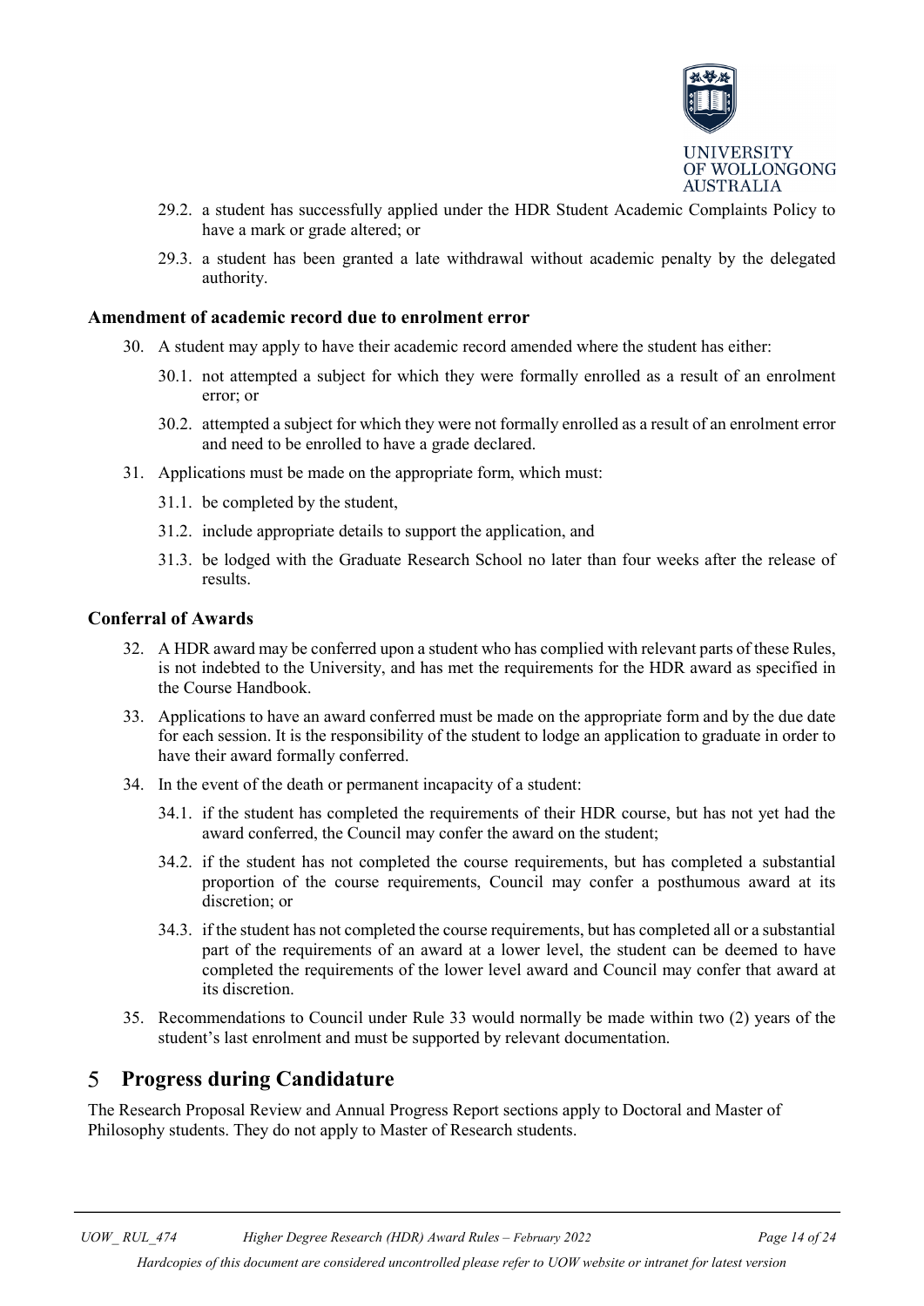29.2. a student has successfully applied under the HDR Student Academic Complaints Policy to have a mark or grade altered; or

29.3. a student has been granted a late withdrawal without academic penalty by the delegated authority.

### Amendment of academic record due to enrolment error

30. A student may apply to have their academic record amended where the student has either:

    30.1. not attempted a subject for which they were formally enrolled as a result of an enrolment error; or

    30.2. attempted a subject for which they were not formally enrolled as a result of an enrolment error and need to be enrolled to have a grade declared.

31. Applications must be made on the appropriate form, which must:

    31.1. be completed by the student,

    31.2. include appropriate details to support the application, and

    31.3. be lodged with the Graduate Research School no later than four weeks after the release of results.

### Conferral of Awards

32. A HDR award may be conferred upon a student who has complied with relevant parts of these Rules, is not indebted to the University, and has met the requirements for the HDR award as specified in the Course Handbook.

33. Applications to have an award conferred must be made on the appropriate form and by the due date for each session. It is the responsibility of the student to lodge an application to graduate in order to have their award formally conferred.

34. In the event of the death or permanent incapacity of a student:

    34.1. if the student has completed the requirements of their HDR course, but has not yet had the award conferred, the Council may confer the award on the student;

    34.2. if the student has not completed the course requirements, but has completed a substantial proportion of the course requirements, Council may confer a posthumous award at its discretion; or

    34.3. if the student has not completed the course requirements, but has completed all or a substantial part of the requirements of an award at a lower level, the student can be deemed to have completed the requirements of the lower level award and Council may confer that award at its discretion.

35. Recommendations to Council under Rule 33 would normally be made within two (2) years of the student's last enrolment and must be supported by relevant documentation.

## 5 Progress during Candidature

The Research Proposal Review and Annual Progress Report sections apply to Doctoral and Master of Philosophy students. They do not apply to Master of Research students.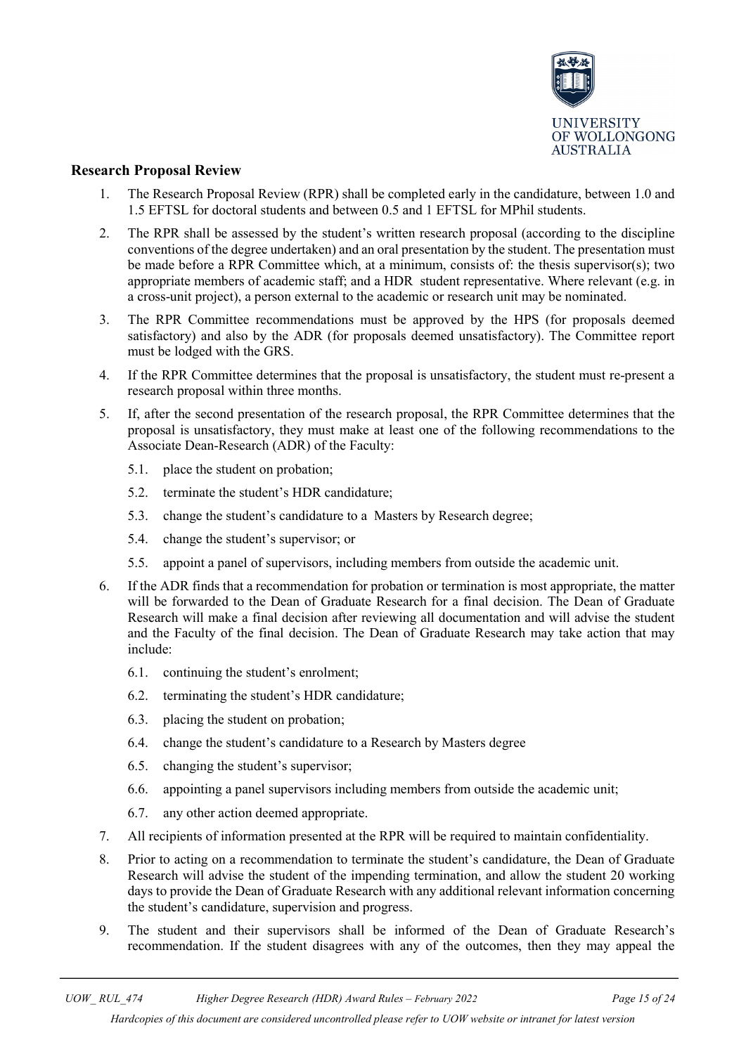## Research Proposal Review

1. The Research Proposal Review (RPR) shall be completed early in the candidature, between 1.0 and 1.5 EFTSL for doctoral students and between 0.5 and 1 EFTSL for MPhil students.
2. The RPR shall be assessed by the student's written research proposal (according to the discipline conventions of the degree undertaken) and an oral presentation by the student. The presentation must be made before a RPR Committee which, at a minimum, consists of: the thesis supervisor(s); two appropriate members of academic staff; and a HDR student representative. Where relevant (e.g. in a cross-unit project), a person external to the academic or research unit may be nominated.
3. The RPR Committee recommendations must be approved by the HPS (for proposals deemed satisfactory) and also by the ADR (for proposals deemed unsatisfactory). The Committee report must be lodged with the GRS.
4. If the RPR Committee determines that the proposal is unsatisfactory, the student must re-present a research proposal within three months.
5. If, after the second presentation of the research proposal, the RPR Committee determines that the proposal is unsatisfactory, they must make at least one of the following recommendations to the Associate Dean-Research (ADR) of the Faculty:
   - 5.1. place the student on probation;
   - 5.2. terminate the student's HDR candidature;
   - 5.3. change the student's candidature to a Masters by Research degree;
   - 5.4. change the student's supervisor; or
   - 5.5. appoint a panel of supervisors, including members from outside the academic unit.
6. If the ADR finds that a recommendation for probation or termination is most appropriate, the matter will be forwarded to the Dean of Graduate Research for a final decision. The Dean of Graduate Research will make a final decision after reviewing all documentation and will advise the student and the Faculty of the final decision. The Dean of Graduate Research may take action that may include:
   - 6.1. continuing the student's enrolment;
   - 6.2. terminating the student's HDR candidature;
   - 6.3. placing the student on probation;
   - 6.4. change the student's candidature to a Research by Masters degree
   - 6.5. changing the student's supervisor;
   - 6.6. appointing a panel supervisors including members from outside the academic unit;
   - 6.7. any other action deemed appropriate.
7. All recipients of information presented at the RPR will be required to maintain confidentiality.
8. Prior to acting on a recommendation to terminate the student's candidature, the Dean of Graduate Research will advise the student of the impending termination, and allow the student 20 working days to provide the Dean of Graduate Research with any additional relevant information concerning the student's candidature, supervision and progress.
9. The student and their supervisors shall be informed of the Dean of Graduate Research's recommendation. If the student disagrees with any of the outcomes, then they may appeal the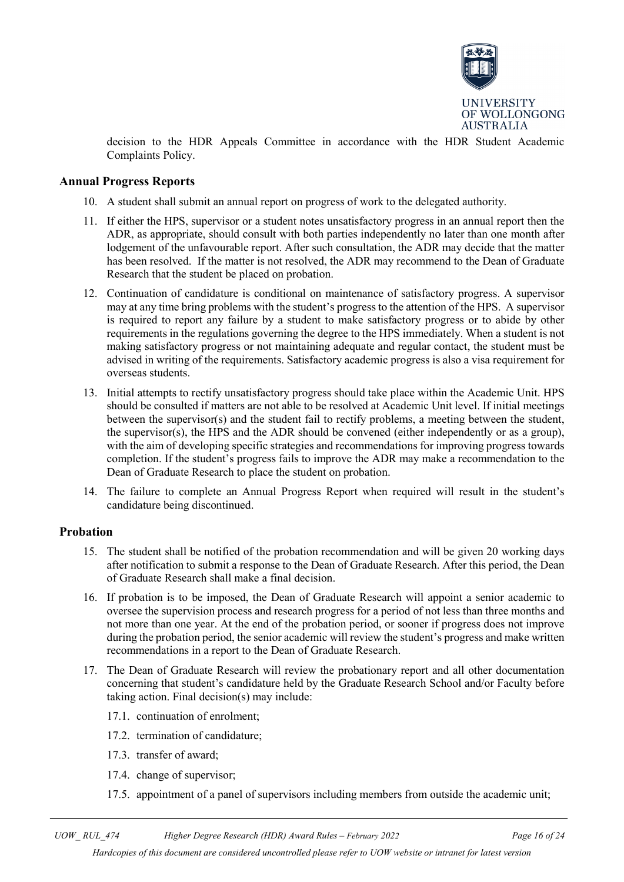decision to the HDR Appeals Committee in accordance with the HDR Student Academic Complaints Policy.

## Annual Progress Reports

10. A student shall submit an annual report on progress of work to the delegated authority.

11. If either the HPS, supervisor or a student notes unsatisfactory progress in an annual report then the ADR, as appropriate, should consult with both parties independently no later than one month after lodgement of the unfavourable report. After such consultation, the ADR may decide that the matter has been resolved. If the matter is not resolved, the ADR may recommend to the Dean of Graduate Research that the student be placed on probation.

12. Continuation of candidature is conditional on maintenance of satisfactory progress. A supervisor may at any time bring problems with the student's progress to the attention of the HPS. A supervisor is required to report any failure by a student to make satisfactory progress or to abide by other requirements in the regulations governing the degree to the HPS immediately. When a student is not making satisfactory progress or not maintaining adequate and regular contact, the student must be advised in writing of the requirements. Satisfactory academic progress is also a visa requirement for overseas students.

13. Initial attempts to rectify unsatisfactory progress should take place within the Academic Unit. HPS should be consulted if matters are not able to be resolved at Academic Unit level. If initial meetings between the supervisor(s) and the student fail to rectify problems, a meeting between the student, the supervisor(s), the HPS and the ADR should be convened (either independently or as a group), with the aim of developing specific strategies and recommendations for improving progress towards completion. If the student's progress fails to improve the ADR may make a recommendation to the Dean of Graduate Research to place the student on probation.

14. The failure to complete an Annual Progress Report when required will result in the student's candidature being discontinued.

## Probation

15. The student shall be notified of the probation recommendation and will be given 20 working days after notification to submit a response to the Dean of Graduate Research. After this period, the Dean of Graduate Research shall make a final decision.

16. If probation is to be imposed, the Dean of Graduate Research will appoint a senior academic to oversee the supervision process and research progress for a period of not less than three months and not more than one year. At the end of the probation period, or sooner if progress does not improve during the probation period, the senior academic will review the student's progress and make written recommendations in a report to the Dean of Graduate Research.

17. The Dean of Graduate Research will review the probationary report and all other documentation concerning that student's candidature held by the Graduate Research School and/or Faculty before taking action. Final decision(s) may include:

    17.1. continuation of enrolment;

    17.2. termination of candidature;

    17.3. transfer of award;

    17.4. change of supervisor;

    17.5. appointment of a panel of supervisors including members from outside the academic unit;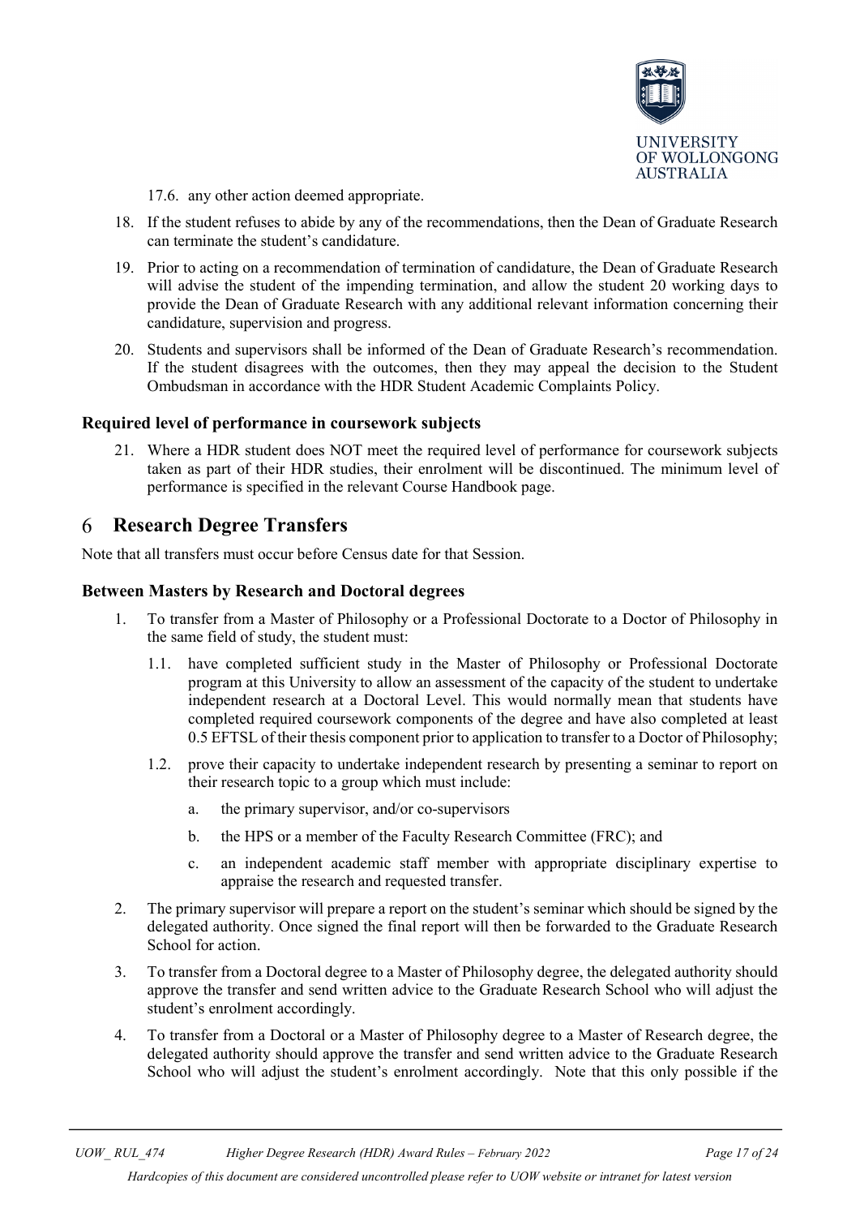17.6. any other action deemed appropriate.

18. If the student refuses to abide by any of the recommendations, then the Dean of Graduate Research can terminate the student's candidature.

19. Prior to acting on a recommendation of termination of candidature, the Dean of Graduate Research will advise the student of the impending termination, and allow the student 20 working days to provide the Dean of Graduate Research with any additional relevant information concerning their candidature, supervision and progress.

20. Students and supervisors shall be informed of the Dean of Graduate Research's recommendation. If the student disagrees with the outcomes, then they may appeal the decision to the Student Ombudsman in accordance with the HDR Student Academic Complaints Policy.

### Required level of performance in coursework subjects

21. Where a HDR student does NOT meet the required level of performance for coursework subjects taken as part of their HDR studies, their enrolment will be discontinued. The minimum level of performance is specified in the relevant Course Handbook page.

## 6 Research Degree Transfers

Note that all transfers must occur before Census date for that Session.

### Between Masters by Research and Doctoral degrees

1. To transfer from a Master of Philosophy or a Professional Doctorate to a Doctor of Philosophy in the same field of study, the student must:
   1.1. have completed sufficient study in the Master of Philosophy or Professional Doctorate program at this University to allow an assessment of the capacity of the student to undertake independent research at a Doctoral Level. This would normally mean that students have completed required coursework components of the degree and have also completed at least 0.5 EFTSL of their thesis component prior to application to transfer to a Doctor of Philosophy;
   1.2. prove their capacity to undertake independent research by presenting a seminar to report on their research topic to a group which must include:
      a. the primary supervisor, and/or co-supervisors
      b. the HPS or a member of the Faculty Research Committee (FRC); and
      c. an independent academic staff member with appropriate disciplinary expertise to appraise the research and requested transfer.
2. The primary supervisor will prepare a report on the student's seminar which should be signed by the delegated authority. Once signed the final report will then be forwarded to the Graduate Research School for action.
3. To transfer from a Doctoral degree to a Master of Philosophy degree, the delegated authority should approve the transfer and send written advice to the Graduate Research School who will adjust the student's enrolment accordingly.
4. To transfer from a Doctoral or a Master of Philosophy degree to a Master of Research degree, the delegated authority should approve the transfer and send written advice to the Graduate Research School who will adjust the student's enrolment accordingly. Note that this only possible if the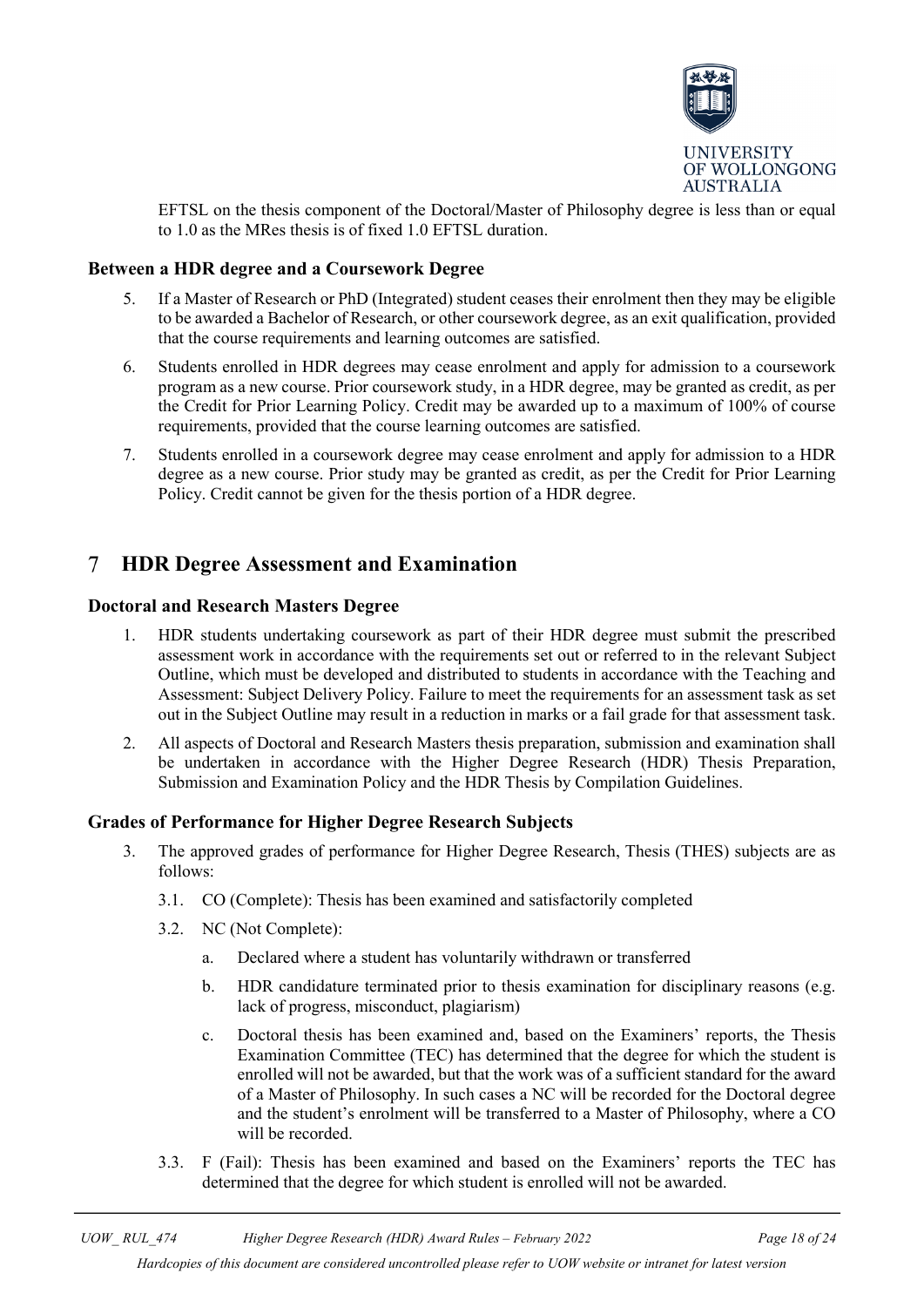EFTSL on the thesis component of the Doctoral/Master of Philosophy degree is less than or equal to 1.0 as the MRes thesis is of fixed 1.0 EFTSL duration.

### Between a HDR degree and a Coursework Degree

5. If a Master of Research or PhD (Integrated) student ceases their enrolment then they may be eligible to be awarded a Bachelor of Research, or other coursework degree, as an exit qualification, provided that the course requirements and learning outcomes are satisfied.
6. Students enrolled in HDR degrees may cease enrolment and apply for admission to a coursework program as a new course. Prior coursework study, in a HDR degree, may be granted as credit, as per the Credit for Prior Learning Policy. Credit may be awarded up to a maximum of 100% of course requirements, provided that the course learning outcomes are satisfied.
7. Students enrolled in a coursework degree may cease enrolment and apply for admission to a HDR degree as a new course. Prior study may be granted as credit, as per the Credit for Prior Learning Policy. Credit cannot be given for the thesis portion of a HDR degree.

## 7 HDR Degree Assessment and Examination

### Doctoral and Research Masters Degree

1. HDR students undertaking coursework as part of their HDR degree must submit the prescribed assessment work in accordance with the requirements set out or referred to in the relevant Subject Outline, which must be developed and distributed to students in accordance with the Teaching and Assessment: Subject Delivery Policy. Failure to meet the requirements for an assessment task as set out in the Subject Outline may result in a reduction in marks or a fail grade for that assessment task.
2. All aspects of Doctoral and Research Masters thesis preparation, submission and examination shall be undertaken in accordance with the Higher Degree Research (HDR) Thesis Preparation, Submission and Examination Policy and the HDR Thesis by Compilation Guidelines.

### Grades of Performance for Higher Degree Research Subjects

3. The approved grades of performance for Higher Degree Research, Thesis (THES) subjects are as follows:
   - 3.1. CO (Complete): Thesis has been examined and satisfactorily completed
   - 3.2. NC (Not Complete):
     - a. Declared where a student has voluntarily withdrawn or transferred
     - b. HDR candidature terminated prior to thesis examination for disciplinary reasons (e.g. lack of progress, misconduct, plagiarism)
     - c. Doctoral thesis has been examined and, based on the Examiners' reports, the Thesis Examination Committee (TEC) has determined that the degree for which the student is enrolled will not be awarded, but that the work was of a sufficient standard for the award of a Master of Philosophy. In such cases a NC will be recorded for the Doctoral degree and the student's enrolment will be transferred to a Master of Philosophy, where a CO will be recorded.
   - 3.3. F (Fail): Thesis has been examined and based on the Examiners' reports the TEC has determined that the degree for which student is enrolled will not be awarded.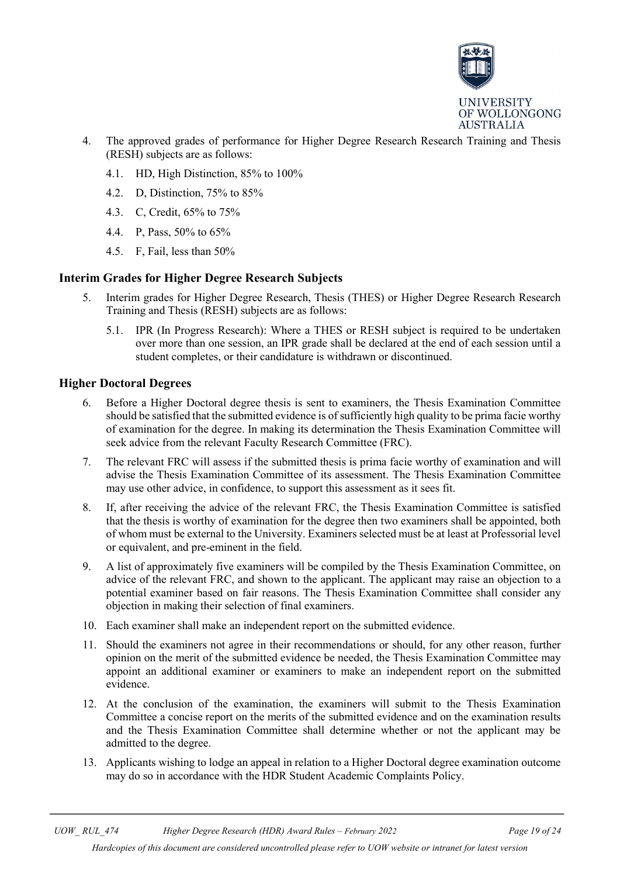4. The approved grades of performance for Higher Degree Research Research Training and Thesis (RESH) subjects are as follows:

    4.1. HD, High Distinction, 85% to 100%

    4.2. D, Distinction, 75% to 85%

    4.3. C, Credit, 65% to 75%

    4.4. P, Pass, 50% to 65%

    4.5. F, Fail, less than 50%

## Interim Grades for Higher Degree Research Subjects

5. Interim grades for Higher Degree Research, Thesis (THES) or Higher Degree Research Research Training and Thesis (RESH) subjects are as follows:

    5.1. IPR (In Progress Research): Where a THES or RESH subject is required to be undertaken over more than one session, an IPR grade shall be declared at the end of each session until a student completes, or their candidature is withdrawn or discontinued.

## Higher Doctoral Degrees

6. Before a Higher Doctoral degree thesis is sent to examiners, the Thesis Examination Committee should be satisfied that the submitted evidence is of sufficiently high quality to be prima facie worthy of examination for the degree. In making its determination the Thesis Examination Committee will seek advice from the relevant Faculty Research Committee (FRC).

7. The relevant FRC will assess if the submitted thesis is prima facie worthy of examination and will advise the Thesis Examination Committee of its assessment. The Thesis Examination Committee may use other advice, in confidence, to support this assessment as it sees fit.

8. If, after receiving the advice of the relevant FRC, the Thesis Examination Committee is satisfied that the thesis is worthy of examination for the degree then two examiners shall be appointed, both of whom must be external to the University. Examiners selected must be at least at Professorial level or equivalent, and pre-eminent in the field.

9. A list of approximately five examiners will be compiled by the Thesis Examination Committee, on advice of the relevant FRC, and shown to the applicant. The applicant may raise an objection to a potential examiner based on fair reasons. The Thesis Examination Committee shall consider any objection in making their selection of final examiners.

10. Each examiner shall make an independent report on the submitted evidence.

11. Should the examiners not agree in their recommendations or should, for any other reason, further opinion on the merit of the submitted evidence be needed, the Thesis Examination Committee may appoint an additional examiner or examiners to make an independent report on the submitted evidence.

12. At the conclusion of the examination, the examiners will submit to the Thesis Examination Committee a concise report on the merits of the submitted evidence and on the examination results and the Thesis Examination Committee shall determine whether or not the applicant may be admitted to the degree.

13. Applicants wishing to lodge an appeal in relation to a Higher Doctoral degree examination outcome may do so in accordance with the HDR Student Academic Complaints Policy.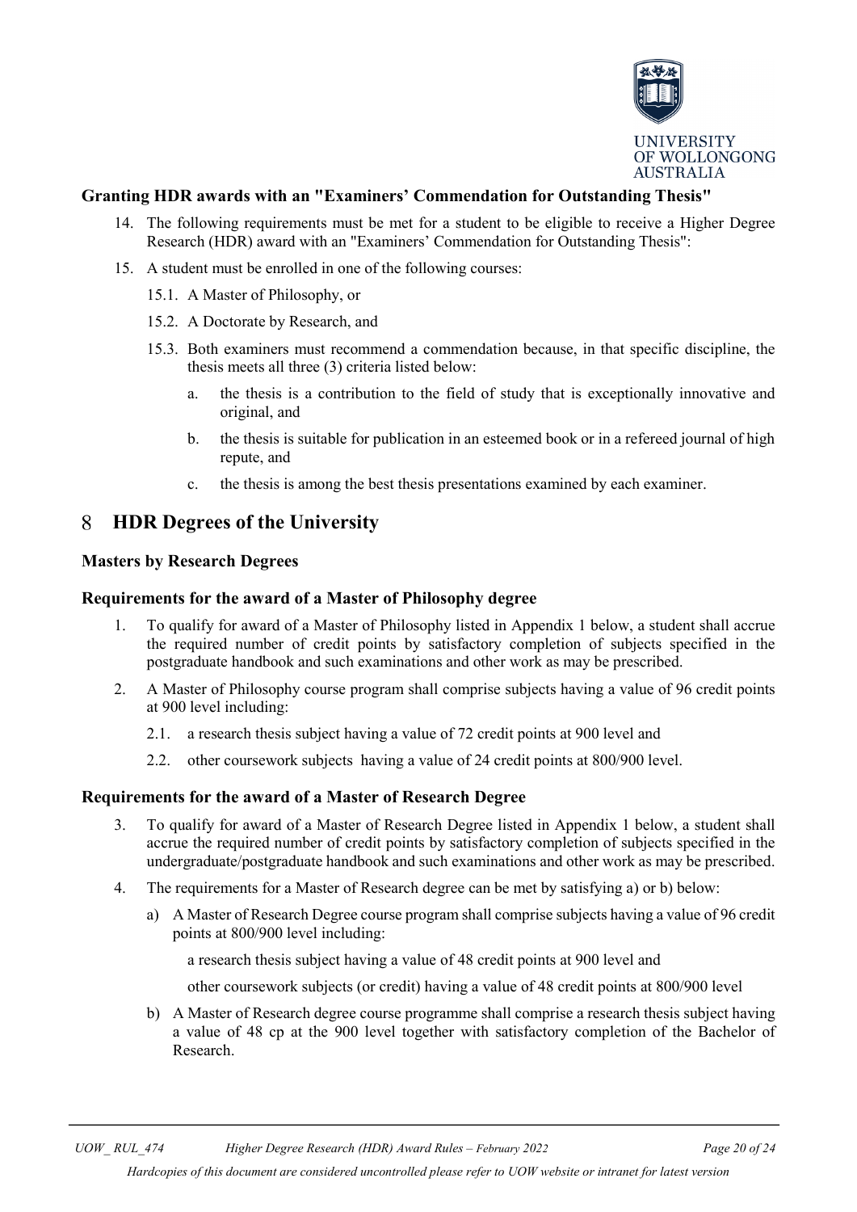### Granting HDR awards with an "Examiners' Commendation for Outstanding Thesis"

14. The following requirements must be met for a student to be eligible to receive a Higher Degree Research (HDR) award with an "Examiners' Commendation for Outstanding Thesis":
15. A student must be enrolled in one of the following courses:
    15.1. A Master of Philosophy, or
    15.2. A Doctorate by Research, and
    15.3. Both examiners must recommend a commendation because, in that specific discipline, the thesis meets all three (3) criteria listed below:
    a. the thesis is a contribution to the field of study that is exceptionally innovative and original, and
    b. the thesis is suitable for publication in an esteemed book or in a refereed journal of high repute, and
    c. the thesis is among the best thesis presentations examined by each examiner.

## 8 HDR Degrees of the University

### Masters by Research Degrees

### Requirements for the award of a Master of Philosophy degree

1. To qualify for award of a Master of Philosophy listed in Appendix 1 below, a student shall accrue the required number of credit points by satisfactory completion of subjects specified in the postgraduate handbook and such examinations and other work as may be prescribed.
2. A Master of Philosophy course program shall comprise subjects having a value of 96 credit points at 900 level including:
    2.1. a research thesis subject having a value of 72 credit points at 900 level and
    2.2. other coursework subjects having a value of 24 credit points at 800/900 level.

### Requirements for the award of a Master of Research Degree

3. To qualify for award of a Master of Research Degree listed in Appendix 1 below, a student shall accrue the required number of credit points by satisfactory completion of subjects specified in the undergraduate/postgraduate handbook and such examinations and other work as may be prescribed.
4. The requirements for a Master of Research degree can be met by satisfying a) or b) below:
    a) A Master of Research Degree course program shall comprise subjects having a value of 96 credit points at 800/900 level including:

       a research thesis subject having a value of 48 credit points at 900 level and

       other coursework subjects (or credit) having a value of 48 credit points at 800/900 level
    b) A Master of Research degree course programme shall comprise a research thesis subject having a value of 48 cp at the 900 level together with satisfactory completion of the Bachelor of Research.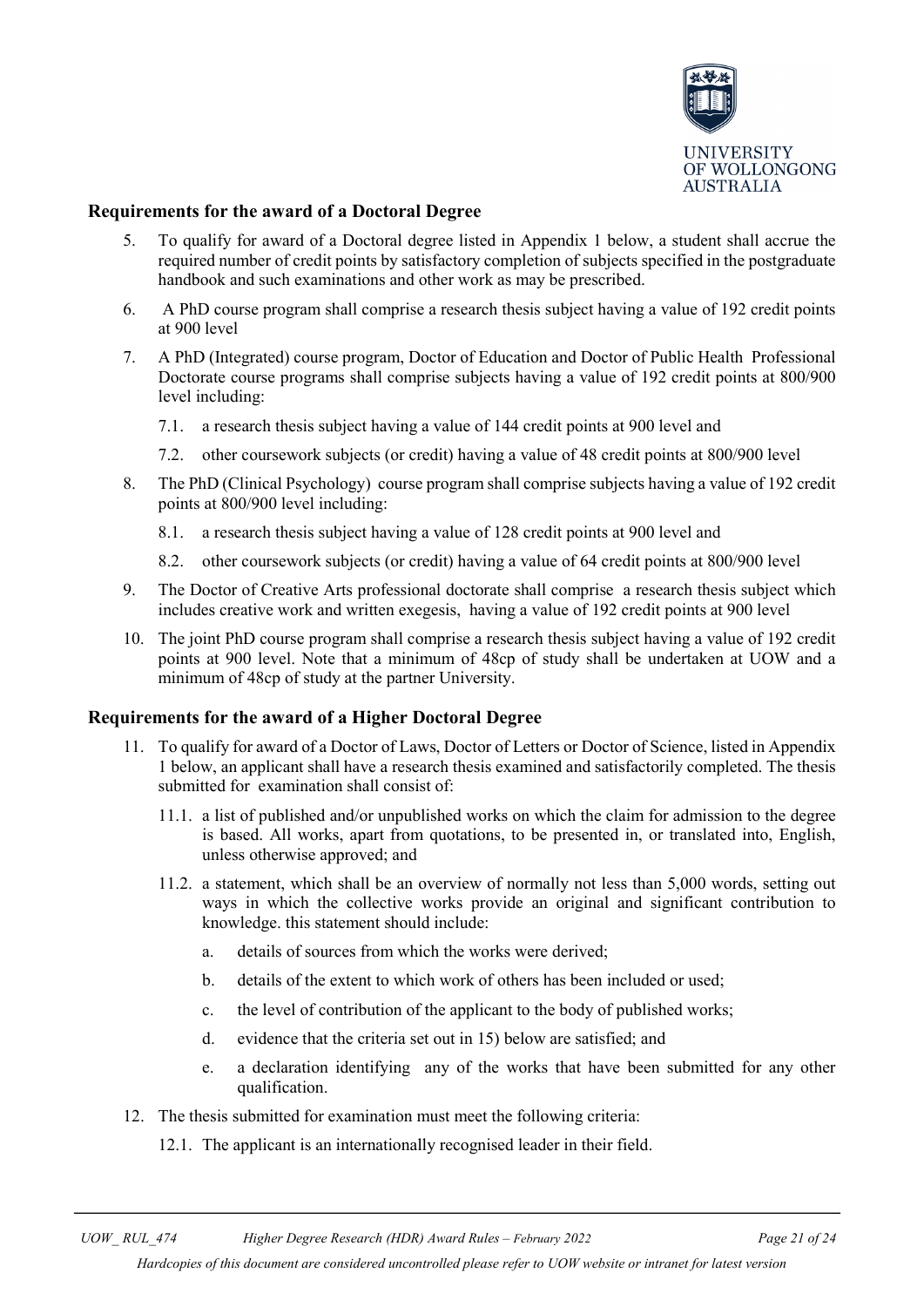## Requirements for the award of a Doctoral Degree

5. To qualify for award of a Doctoral degree listed in Appendix 1 below, a student shall accrue the required number of credit points by satisfactory completion of subjects specified in the postgraduate handbook and such examinations and other work as may be prescribed.
6. A PhD course program shall comprise a research thesis subject having a value of 192 credit points at 900 level
7. A PhD (Integrated) course program, Doctor of Education and Doctor of Public Health Professional Doctorate course programs shall comprise subjects having a value of 192 credit points at 800/900 level including:
   7.1. a research thesis subject having a value of 144 credit points at 900 level and
   7.2. other coursework subjects (or credit) having a value of 48 credit points at 800/900 level
8. The PhD (Clinical Psychology) course program shall comprise subjects having a value of 192 credit points at 800/900 level including:
   8.1. a research thesis subject having a value of 128 credit points at 900 level and
   8.2. other coursework subjects (or credit) having a value of 64 credit points at 800/900 level
9. The Doctor of Creative Arts professional doctorate shall comprise a research thesis subject which includes creative work and written exegesis, having a value of 192 credit points at 900 level
10. The joint PhD course program shall comprise a research thesis subject having a value of 192 credit points at 900 level. Note that a minimum of 48cp of study shall be undertaken at UOW and a minimum of 48cp of study at the partner University.

## Requirements for the award of a Higher Doctoral Degree

11. To qualify for award of a Doctor of Laws, Doctor of Letters or Doctor of Science, listed in Appendix 1 below, an applicant shall have a research thesis examined and satisfactorily completed. The thesis submitted for examination shall consist of:
    11.1. a list of published and/or unpublished works on which the claim for admission to the degree is based. All works, apart from quotations, to be presented in, or translated into, English, unless otherwise approved; and
    11.2. a statement, which shall be an overview of normally not less than 5,000 words, setting out ways in which the collective works provide an original and significant contribution to knowledge. this statement should include:
       a. details of sources from which the works were derived;
       b. details of the extent to which work of others has been included or used;
       c. the level of contribution of the applicant to the body of published works;
       d. evidence that the criteria set out in 15) below are satisfied; and
       e. a declaration identifying any of the works that have been submitted for any other qualification.
12. The thesis submitted for examination must meet the following criteria:
    12.1. The applicant is an internationally recognised leader in their field.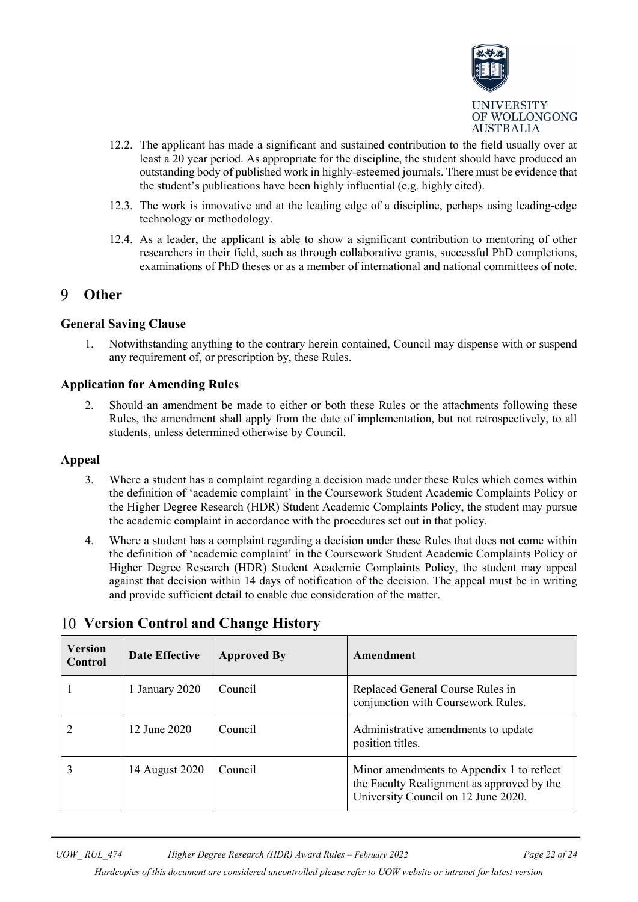12.2. The applicant has made a significant and sustained contribution to the field usually over at least a 20 year period. As appropriate for the discipline, the student should have produced an outstanding body of published work in highly-esteemed journals. There must be evidence that the student's publications have been highly influential (e.g. highly cited).

12.3. The work is innovative and at the leading edge of a discipline, perhaps using leading-edge technology or methodology.

12.4. As a leader, the applicant is able to show a significant contribution to mentoring of other researchers in their field, such as through collaborative grants, successful PhD completions, examinations of PhD theses or as a member of international and national committees of note.

# 9 Other

### General Saving Clause

1. Notwithstanding anything to the contrary herein contained, Council may dispense with or suspend any requirement of, or prescription by, these Rules.

### Application for Amending Rules

2. Should an amendment be made to either or both these Rules or the attachments following these Rules, the amendment shall apply from the date of implementation, but not retrospectively, to all students, unless determined otherwise by Council.

### Appeal

3. Where a student has a complaint regarding a decision made under these Rules which comes within the definition of 'academic complaint' in the Coursework Student Academic Complaints Policy or the Higher Degree Research (HDR) Student Academic Complaints Policy, the student may pursue the academic complaint in accordance with the procedures set out in that policy.

4. Where a student has a complaint regarding a decision under these Rules that does not come within the definition of 'academic complaint' in the Coursework Student Academic Complaints Policy or Higher Degree Research (HDR) Student Academic Complaints Policy, the student may appeal against that decision within 14 days of notification of the decision. The appeal must be in writing and provide sufficient detail to enable due consideration of the matter.

# 10 Version Control and Change History

| Version Control | Date Effective | Approved By | Amendment |
|---|---|---|---|
| 1 | 1 January 2020 | Council | Replaced General Course Rules in conjunction with Coursework Rules. |
| 2 | 12 June 2020 | Council | Administrative amendments to update position titles. |
| 3 | 14 August 2020 | Council | Minor amendments to Appendix 1 to reflect the Faculty Realignment as approved by the University Council on 12 June 2020. |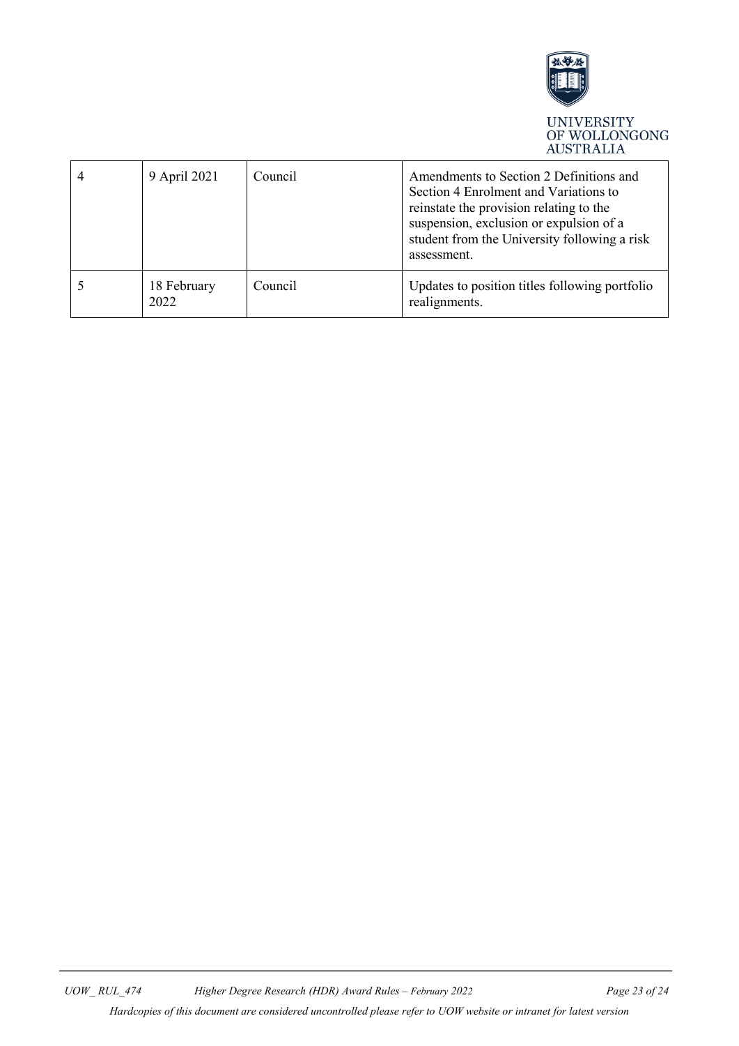| | | | |
|---|---|---|---|
| 4 | 9 April 2021 | Council | Amendments to Section 2 Definitions and Section 4 Enrolment and Variations to reinstate the provision relating to the suspension, exclusion or expulsion of a student from the University following a risk assessment. |
| 5 | 18 February 2022 | Council | Updates to position titles following portfolio realignments. |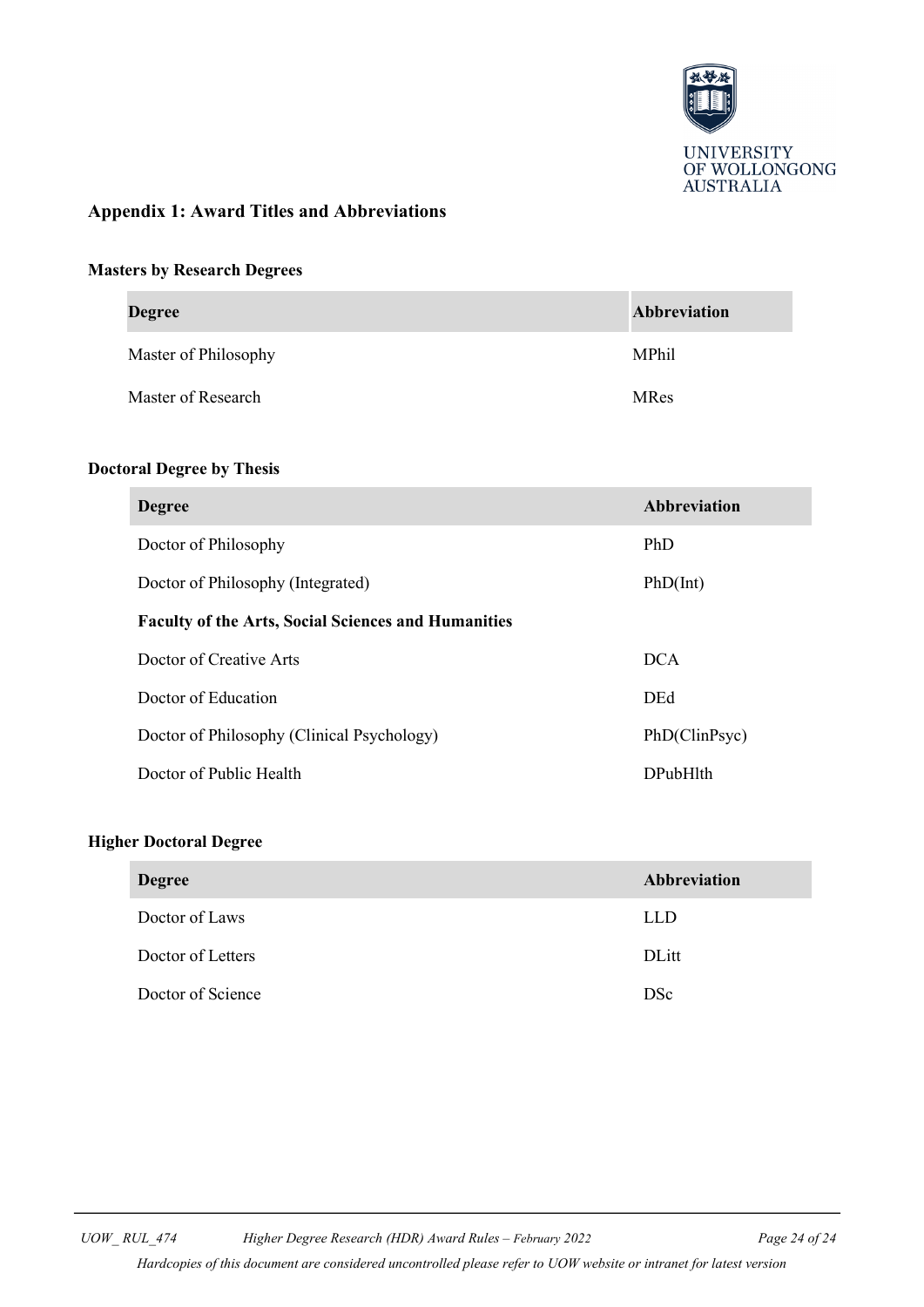## Appendix 1: Award Titles and Abbreviations

### Masters by Research Degrees

| Degree | Abbreviation |
|---|---|
| Master of Philosophy | MPhil |
| Master of Research | MRes |

### Doctoral Degree by Thesis

| Degree | Abbreviation |
|---|---|
| Doctor of Philosophy | PhD |
| Doctor of Philosophy (Integrated) | PhD(Int) |
| **Faculty of the Arts, Social Sciences and Humanities** | |
| Doctor of Creative Arts | DCA |
| Doctor of Education | DEd |
| Doctor of Philosophy (Clinical Psychology) | PhD(ClinPsyc) |
| Doctor of Public Health | DPubHlth |

### Higher Doctoral Degree

| Degree | Abbreviation |
|---|---|
| Doctor of Laws | LLD |
| Doctor of Letters | DLitt |
| Doctor of Science | DSc |